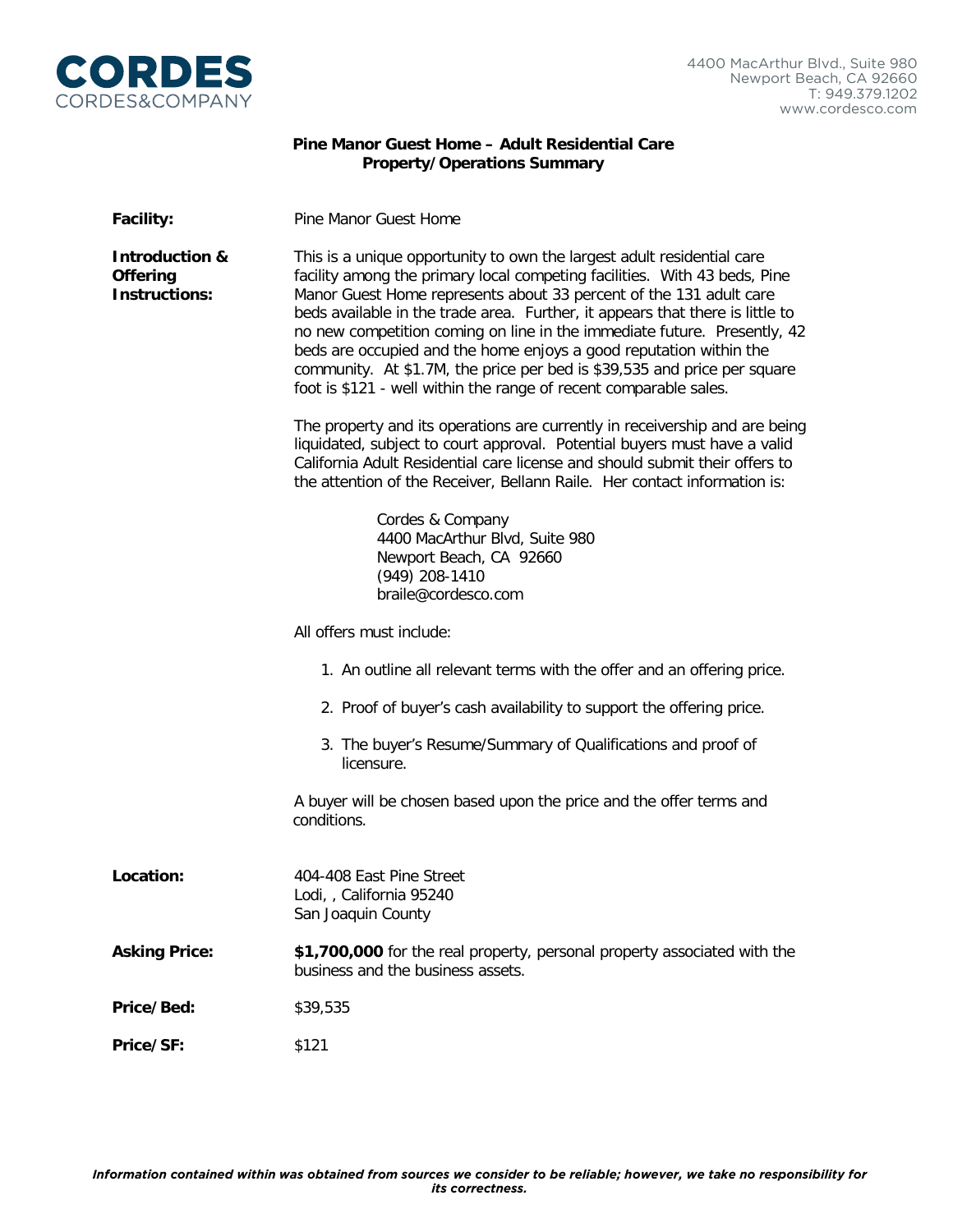CORDES
CORDES&COMPANY

4400 MacArthur Blvd., Suite 980
Newport Beach, CA 92660
T: 949.379.1202
www.cordesco.com

## Pine Manor Guest Home – Adult Residential Care
## Property/Operations Summary

**Facility:** Pine Manor Guest Home

**Introduction & Offering Instructions:**

This is a unique opportunity to own the largest adult residential care facility among the primary local competing facilities. With 43 beds, Pine Manor Guest Home represents about 33 percent of the 131 adult care beds available in the trade area. Further, it appears that there is little to no new competition coming on line in the immediate future. Presently, 42 beds are occupied and the home enjoys a good reputation within the community. At $1.7M, the price per bed is $39,535 and price per square foot is $121 - well within the range of recent comparable sales.

The property and its operations are currently in receivership and are being liquidated, subject to court approval. Potential buyers must have a valid California Adult Residential care license and should submit their offers to the attention of the Receiver, Bellann Raile. Her contact information is:

Cordes & Company
4400 MacArthur Blvd, Suite 980
Newport Beach, CA 92660
(949) 208-1410
braile@cordesco.com

All offers must include:

1. An outline all relevant terms with the offer and an offering price.
2. Proof of buyer's cash availability to support the offering price.
3. The buyer's Resume/Summary of Qualifications and proof of licensure.

A buyer will be chosen based upon the price and the offer terms and conditions.

**Location:**

404-408 East Pine Street
Lodi, , California 95240
San Joaquin County

**Asking Price:** **$1,700,000** for the real property, personal property associated with the business and the business assets.

**Price/Bed:** $39,535

**Price/SF:** $121

***Information contained within was obtained from sources we consider to be reliable; however, we take no responsibility for its correctness.***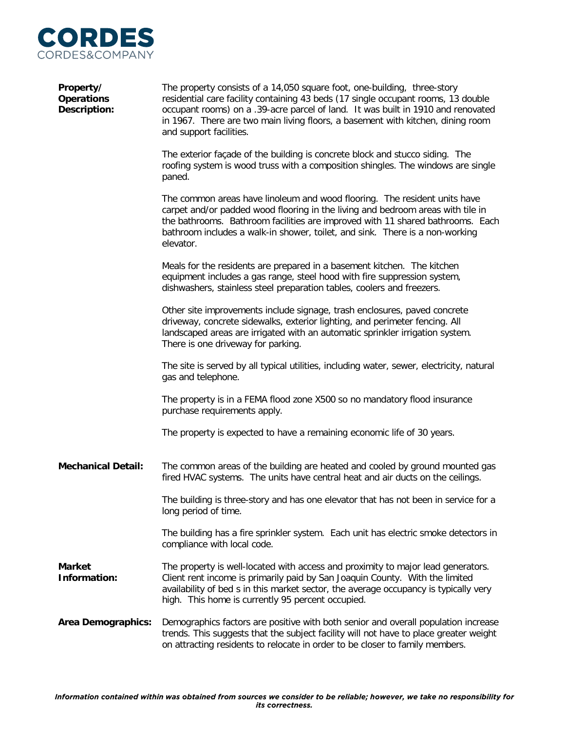**Property/ Operations Description:**

The property consists of a 14,050 square foot, one-building, three-story residential care facility containing 43 beds (17 single occupant rooms, 13 double occupant rooms) on a .39-acre parcel of land. It was built in 1910 and renovated in 1967. There are two main living floors, a basement with kitchen, dining room and support facilities.

The exterior façade of the building is concrete block and stucco siding. The roofing system is wood truss with a composition shingles. The windows are single paned.

The common areas have linoleum and wood flooring. The resident units have carpet and/or padded wood flooring in the living and bedroom areas with tile in the bathrooms. Bathroom facilities are improved with 11 shared bathrooms. Each bathroom includes a walk-in shower, toilet, and sink. There is a non-working elevator.

Meals for the residents are prepared in a basement kitchen. The kitchen equipment includes a gas range, steel hood with fire suppression system, dishwashers, stainless steel preparation tables, coolers and freezers.

Other site improvements include signage, trash enclosures, paved concrete driveway, concrete sidewalks, exterior lighting, and perimeter fencing. All landscaped areas are irrigated with an automatic sprinkler irrigation system. There is one driveway for parking.

The site is served by all typical utilities, including water, sewer, electricity, natural gas and telephone.

The property is in a FEMA flood zone X500 so no mandatory flood insurance purchase requirements apply.

The property is expected to have a remaining economic life of 30 years.

**Mechanical Detail:**

The common areas of the building are heated and cooled by ground mounted gas fired HVAC systems. The units have central heat and air ducts on the ceilings.

The building is three-story and has one elevator that has not been in service for a long period of time.

The building has a fire sprinkler system. Each unit has electric smoke detectors in compliance with local code.

**Market Information:**

The property is well-located with access and proximity to major lead generators. Client rent income is primarily paid by San Joaquin County. With the limited availability of bed s in this market sector, the average occupancy is typically very high. This home is currently 95 percent occupied.

**Area Demographics:**

Demographics factors are positive with both senior and overall population increase trends. This suggests that the subject facility will not have to place greater weight on attracting residents to relocate in order to be closer to family members.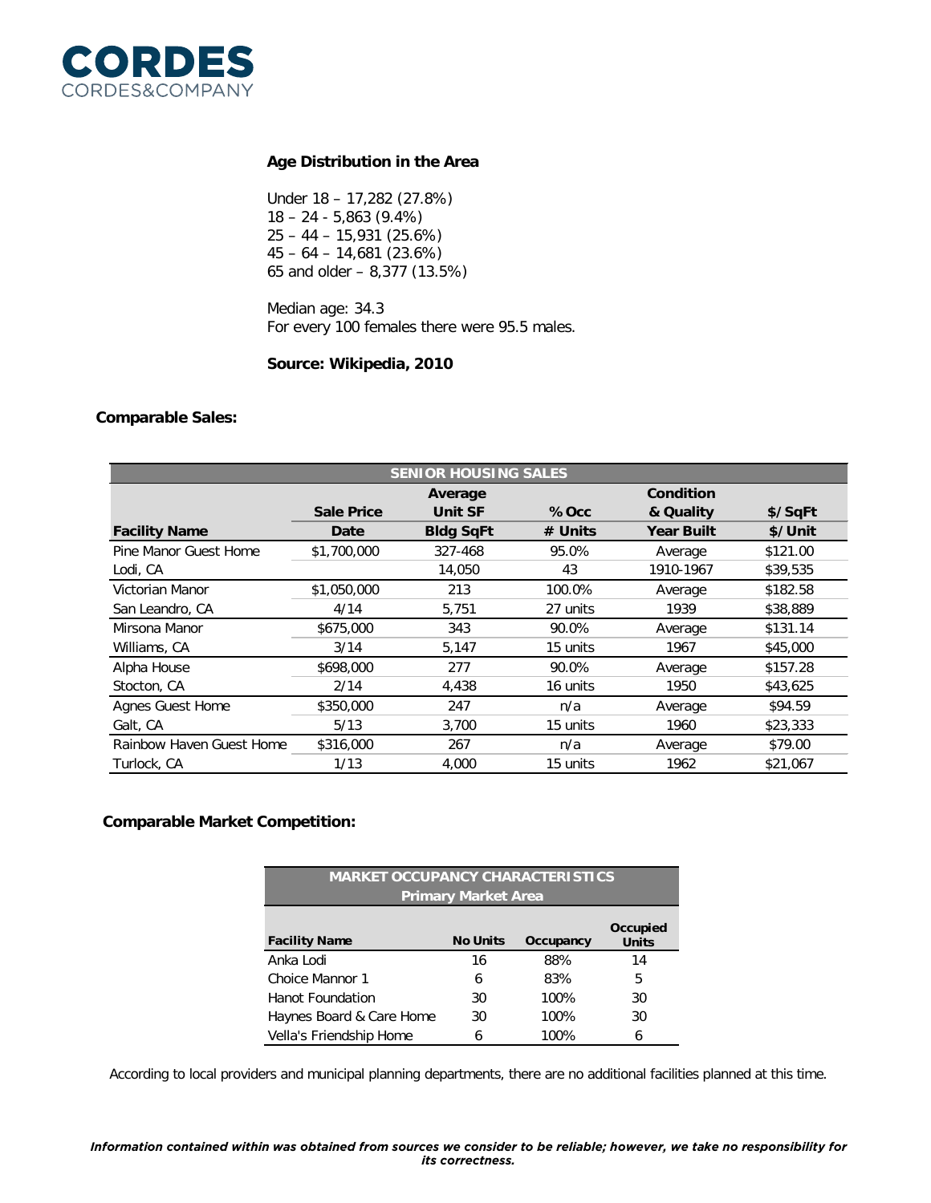**Age Distribution in the Area**

Under 18 – 17,282 (27.8%)
18 – 24 - 5,863 (9.4%)
25 – 44 – 15,931 (25.6%)
45 – 64 – 14,681 (23.6%)
65 and older – 8,377 (13.5%)

Median age: 34.3
For every 100 females there were 95.5 males.

**Source: Wikipedia, 2010**

**Comparable Sales:**

| SENIOR HOUSING SALES | | | | | |
|---|---|---|---|---|---|
| | Sale Price | Average Unit SF | % Occ | Condition & Quality | $/SqFt |
| **Facility Name** | **Date** | **Bldg SqFt** | **# Units** | **Year Built** | **$/Unit** |
| Pine Manor Guest Home | $1,700,000 | 327-468 | 95.0% | Average | $121.00 |
| Lodi, CA | | 14,050 | 43 | 1910-1967 | $39,535 |
| Victorian Manor | $1,050,000 | 213 | 100.0% | Average | $182.58 |
| San Leandro, CA | 4/14 | 5,751 | 27 units | 1939 | $38,889 |
| Mirsona Manor | $675,000 | 343 | 90.0% | Average | $131.14 |
| Williams, CA | 3/14 | 5,147 | 15 units | 1967 | $45,000 |
| Alpha House | $698,000 | 277 | 90.0% | Average | $157.28 |
| Stocton, CA | 2/14 | 4,438 | 16 units | 1950 | $43,625 |
| Agnes Guest Home | $350,000 | 247 | n/a | Average | $94.59 |
| Galt, CA | 5/13 | 3,700 | 15 units | 1960 | $23,333 |
| Rainbow Haven Guest Home | $316,000 | 267 | n/a | Average | $79.00 |
| Turlock, CA | 1/13 | 4,000 | 15 units | 1962 | $21,067 |

**Comparable Market Competition:**

| MARKET OCCUPANCY CHARACTERISTICS Primary Market Area | | | |
|---|---|---|---|
| **Facility Name** | **No Units** | **Occupancy** | **Occupied Units** |
| Anka Lodi | 16 | 88% | 14 |
| Choice Mannor 1 | 6 | 83% | 5 |
| Hanot Foundation | 30 | 100% | 30 |
| Haynes Board & Care Home | 30 | 100% | 30 |
| Vella's Friendship Home | 6 | 100% | 6 |

According to local providers and municipal planning departments, there are no additional facilities planned at this time.

***Information contained within was obtained from sources we consider to be reliable; however, we take no responsibility for its correctness.***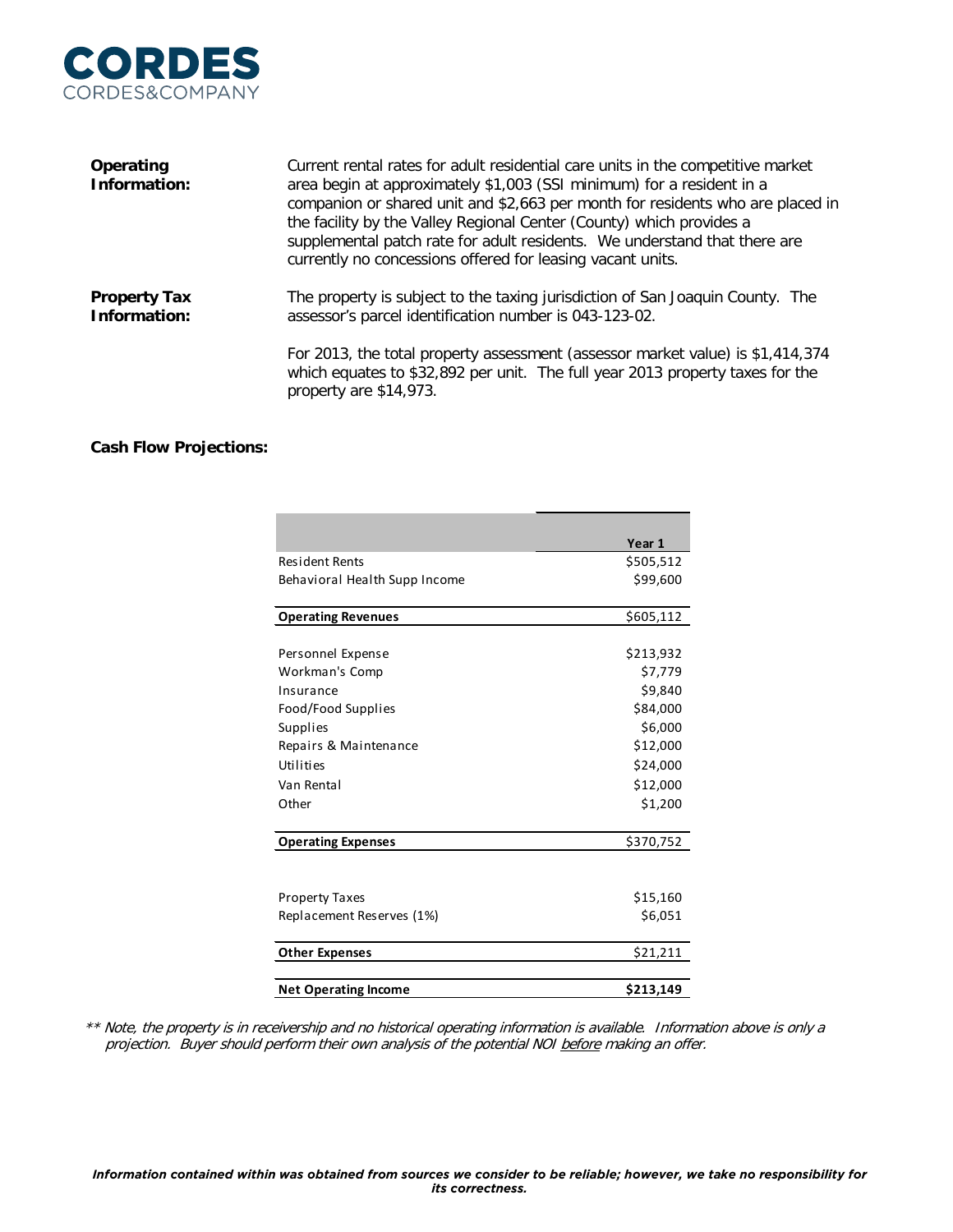**Operating Information:** Current rental rates for adult residential care units in the competitive market area begin at approximately $1,003 (SSI minimum) for a resident in a companion or shared unit and $2,663 per month for residents who are placed in the facility by the Valley Regional Center (County) which provides a supplemental patch rate for adult residents. We understand that there are currently no concessions offered for leasing vacant units.

**Property Tax Information:** The property is subject to the taxing jurisdiction of San Joaquin County. The assessor's parcel identification number is 043-123-02.

For 2013, the total property assessment (assessor market value) is $1,414,374 which equates to $32,892 per unit. The full year 2013 property taxes for the property are $14,973.

**Cash Flow Projections:**

| | **Year 1** |
|---|---|
| Resident Rents | $505,512 |
| Behavioral Health Supp Income | $99,600 |
| **Operating Revenues** | $605,112 |
| Personnel Expense | $213,932 |
| Workman's Comp | $7,779 |
| Insurance | $9,840 |
| Food/Food Supplies | $84,000 |
| Supplies | $6,000 |
| Repairs & Maintenance | $12,000 |
| Utilities | $24,000 |
| Van Rental | $12,000 |
| Other | $1,200 |
| **Operating Expenses** | $370,752 |
| Property Taxes | $15,160 |
| Replacement Reserves (1%) | $6,051 |
| **Other Expenses** | $21,211 |
| **Net Operating Income** | **$213,149** |

*** Note, the property is in receivership and no historical operating information is available. Information above is only a projection. Buyer should perform their own analysis of the potential NOI before making an offer.*

***Information contained within was obtained from sources we consider to be reliable; however, we take no responsibility for its correctness.***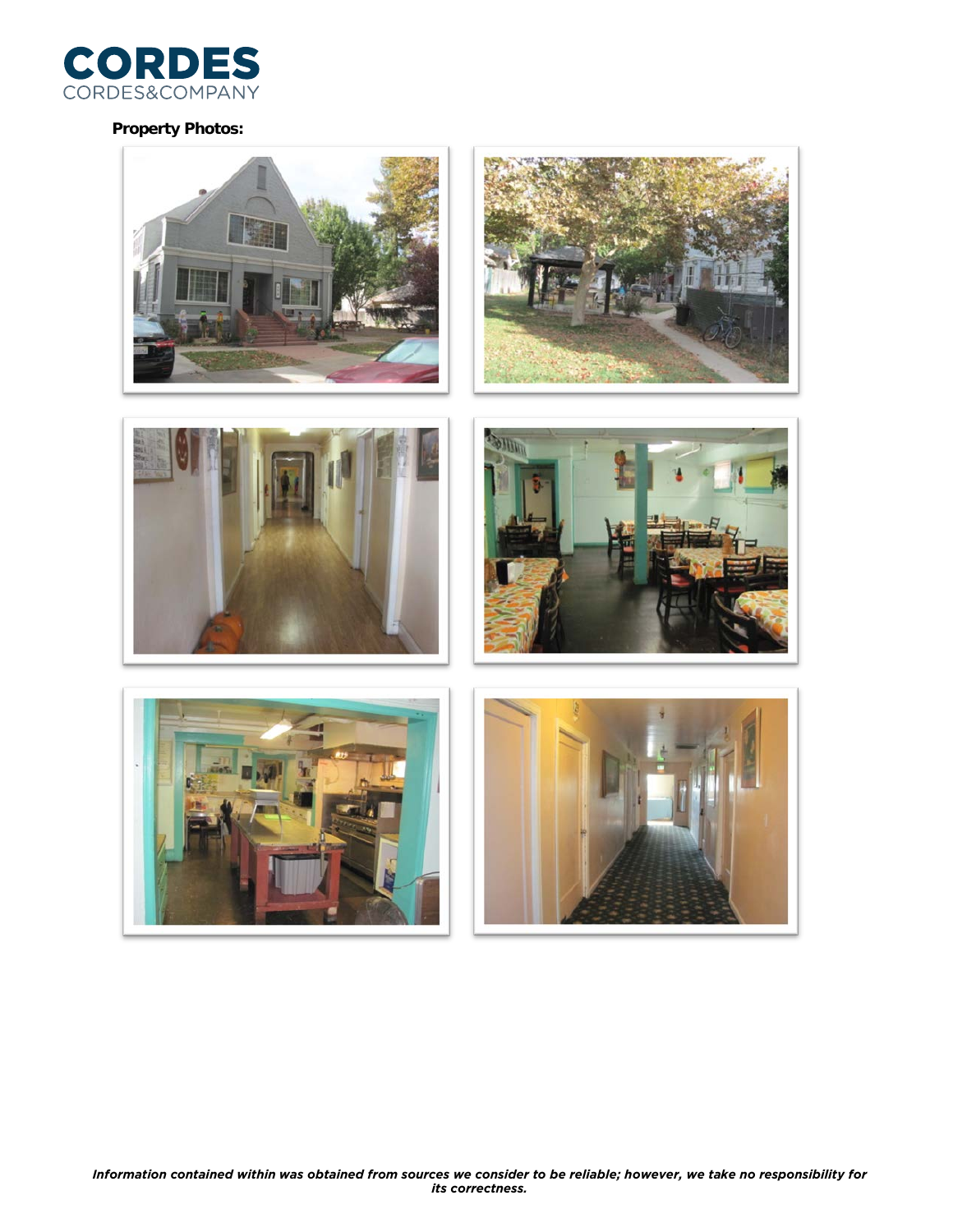**Property Photos:**

***Information contained within was obtained from sources we consider to be reliable; however, we take no responsibility for its correctness.***